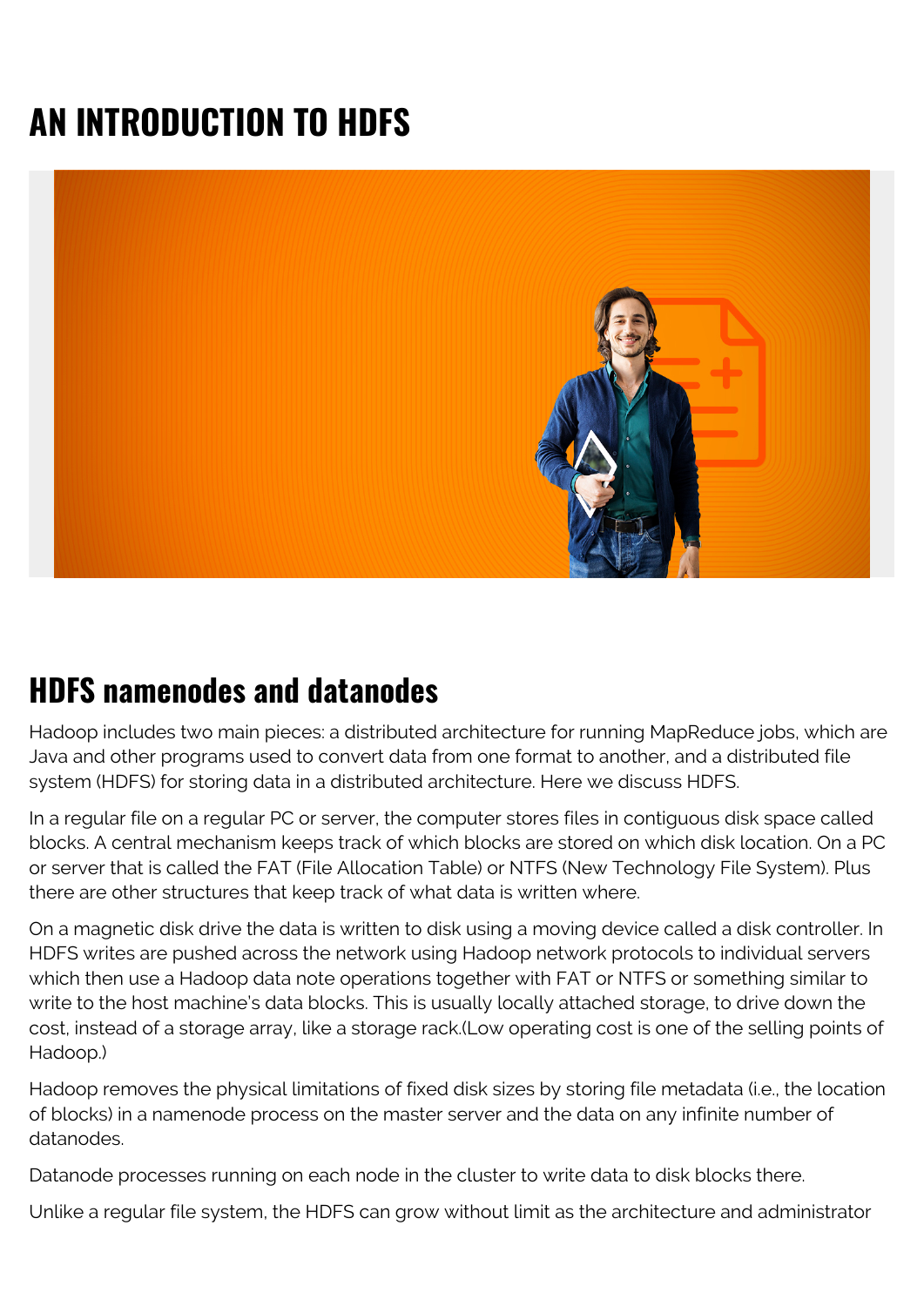# AN INTRODUCTION TO HDFS

## HDFS namenodes and datanodes

Hadoop includes two main pieces: a distributed architecture for running MapReduce jobs, which are Java and other programs used to convert data from one format to another, and a distributed file system (HDFS) for storing data in a distributed architecture. Here we discuss HDFS.

In a regular file on a regular PC or server, the computer stores files in contiguous disk space called blocks. A central mechanism keeps track of which blocks are stored on which disk location. On a PC or server that is called the FAT (File Allocation Table) or NTFS (New Technology File System). Plus there are other structures that keep track of what data is written where.

On a magnetic disk drive the data is written to disk using a moving device called a disk controller. In HDFS writes are pushed across the network using Hadoop network protocols to individual servers which then use a Hadoop data note operations together with FAT or NTFS or something similar to write to the host machine's data blocks. This is usually locally attached storage, to drive down the cost, instead of a storage array, like a storage rack.(Low operating cost is one of the selling points of Hadoop.)

Hadoop removes the physical limitations of fixed disk sizes by storing file metadata (i.e., the location of blocks) in a namenode process on the master server and the data on any infinite number of datanodes.

Datanode processes running on each node in the cluster to write data to disk blocks there.

Unlike a regular file system, the HDFS can grow without limit as the architecture and administrator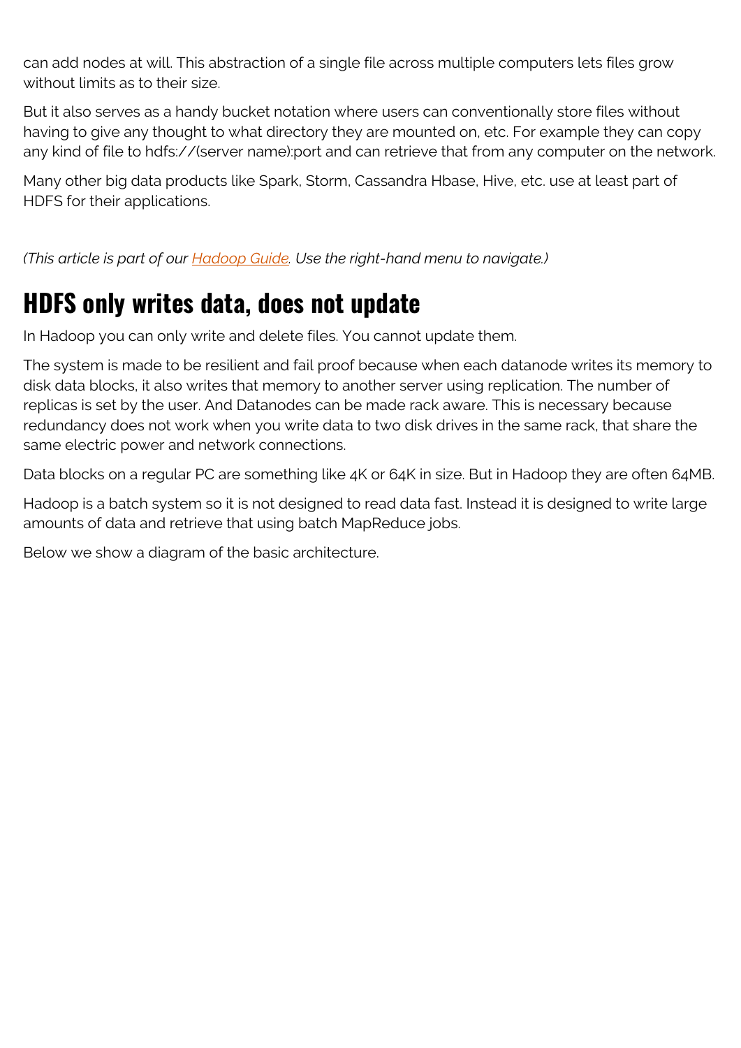can add nodes at will. This abstraction of a single file across multiple computers lets files grow without limits as to their size.

But it also serves as a handy bucket notation where users can conventionally store files without having to give any thought to what directory they are mounted on, etc. For example they can copy any kind of file to hdfs://(server name):port and can retrieve that from any computer on the network.

Many other big data products like Spark, Storm, Cassandra Hbase, Hive, etc. use at least part of HDFS for their applications.

*(This article is part of our [Hadoop Guide](). Use the right-hand menu to navigate.)*

## HDFS only writes data, does not update

In Hadoop you can only write and delete files. You cannot update them.

The system is made to be resilient and fail proof because when each datanode writes its memory to disk data blocks, it also writes that memory to another server using replication. The number of replicas is set by the user. And Datanodes can be made rack aware. This is necessary because redundancy does not work when you write data to two disk drives in the same rack, that share the same electric power and network connections.

Data blocks on a regular PC are something like 4K or 64K in size. But in Hadoop they are often 64MB.

Hadoop is a batch system so it is not designed to read data fast. Instead it is designed to write large amounts of data and retrieve that using batch MapReduce jobs.

Below we show a diagram of the basic architecture.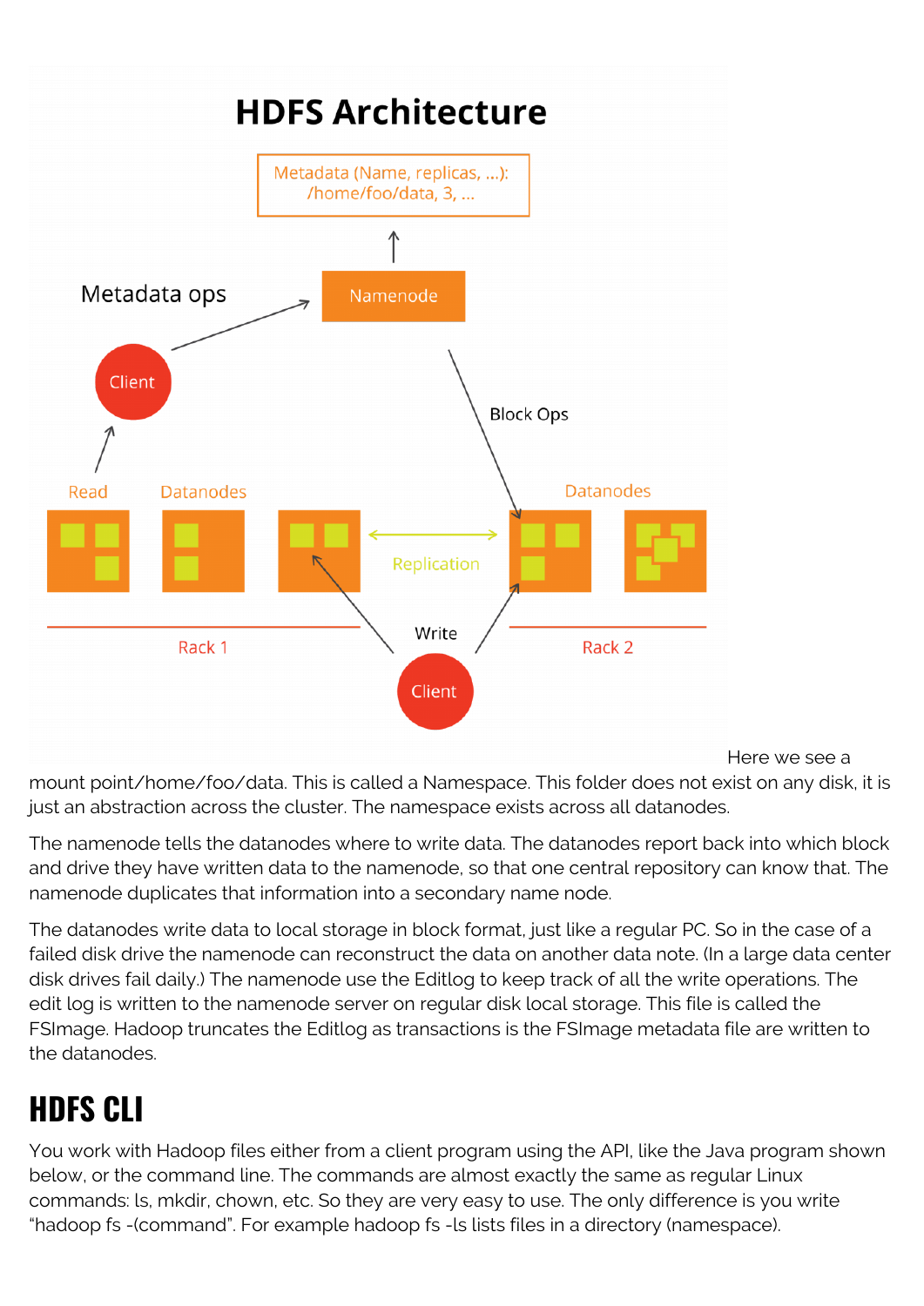Here we see a mount point/home/foo/data. This is called a Namespace. This folder does not exist on any disk, it is just an abstraction across the cluster. The namespace exists across all datanodes.

The namenode tells the datanodes where to write data. The datanodes report back into which block and drive they have written data to the namenode, so that one central repository can know that. The namenode duplicates that information into a secondary name node.

The datanodes write data to local storage in block format, just like a regular PC. So in the case of a failed disk drive the namenode can reconstruct the data on another data note. (In a large data center disk drives fail daily.) The namenode use the Editlog to keep track of all the write operations. The edit log is written to the namenode server on regular disk local storage. This file is called the FSImage. Hadoop truncates the Editlog as transactions is the FSImage metadata file are written to the datanodes.

# HDFS CLI

You work with Hadoop files either from a client program using the API, like the Java program shown below, or the command line. The commands are almost exactly the same as regular Linux commands: ls, mkdir, chown, etc. So they are very easy to use. The only difference is you write "hadoop fs -(command". For example hadoop fs -ls lists files in a directory (namespace).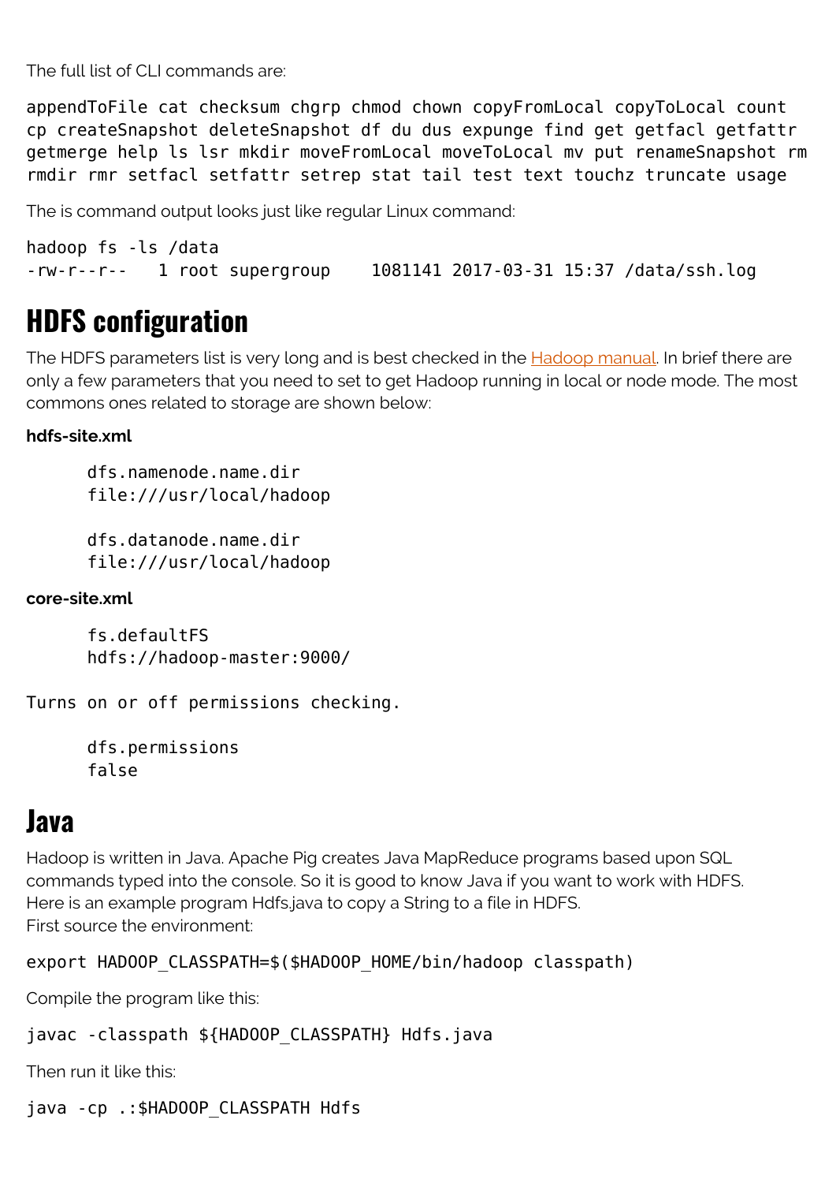The full list of CLI commands are:

```
appendToFile cat checksum chgrp chmod chown copyFromLocal copyToLocal count
cp createSnapshot deleteSnapshot df du dus expunge find get getfacl getfattr
getmerge help ls lsr mkdir moveFromLocal moveToLocal mv put renameSnapshot rm
rmdir rmr setfacl setfattr setrep stat tail test text touchz truncate usage
```

The is command output looks just like regular Linux command:

```
hadoop fs -ls /data
-rw-r--r--   1 root supergroup    1081141 2017-03-31 15:37 /data/ssh.log
```

## HDFS configuration

The HDFS parameters list is very long and is best checked in the Hadoop manual. In brief there are only a few parameters that you need to set to get Hadoop running in local or node mode. The most commons ones related to storage are shown below:

**hdfs-site.xml**

```
      dfs.namenode.name.dir
      file:///usr/local/hadoop

      dfs.datanode.name.dir
      file:///usr/local/hadoop
```

**core-site.xml**

```
      fs.defaultFS
      hdfs://hadoop-master:9000/

Turns on or off permissions checking.

      dfs.permissions
      false
```

## Java

Hadoop is written in Java. Apache Pig creates Java MapReduce programs based upon SQL commands typed into the console. So it is good to know Java if you want to work with HDFS. Here is an example program Hdfs.java to copy a String to a file in HDFS.
First source the environment:

```
export HADOOP_CLASSPATH=$($HADOOP_HOME/bin/hadoop classpath)
```

Compile the program like this:

```
javac -classpath ${HADOOP_CLASSPATH} Hdfs.java
```

Then run it like this:

```
java -cp .:$HADOOP_CLASSPATH Hdfs
```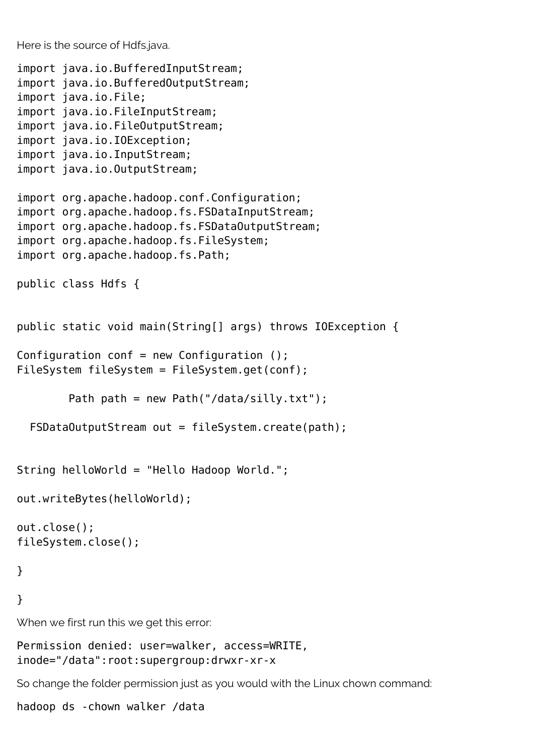Here is the source of Hdfs.java.

```
import java.io.BufferedInputStream;
import java.io.BufferedOutputStream;
import java.io.File;
import java.io.FileInputStream;
import java.io.FileOutputStream;
import java.io.IOException;
import java.io.InputStream;
import java.io.OutputStream;

import org.apache.hadoop.conf.Configuration;
import org.apache.hadoop.fs.FSDataInputStream;
import org.apache.hadoop.fs.FSDataOutputStream;
import org.apache.hadoop.fs.FileSystem;
import org.apache.hadoop.fs.Path;

public class Hdfs {


public static void main(String[] args) throws IOException {

Configuration conf = new Configuration ();
FileSystem fileSystem = FileSystem.get(conf);

        Path path = new Path("/data/silly.txt");

  FSDataOutputStream out = fileSystem.create(path);


String helloWorld = "Hello Hadoop World.";

out.writeBytes(helloWorld);

out.close();
fileSystem.close();

}

}
```

When we first run this we get this error:

```
Permission denied: user=walker, access=WRITE,
inode="/data":root:supergroup:drwxr-xr-x
```

So change the folder permission just as you would with the Linux chown command:

```
hadoop ds -chown walker /data
```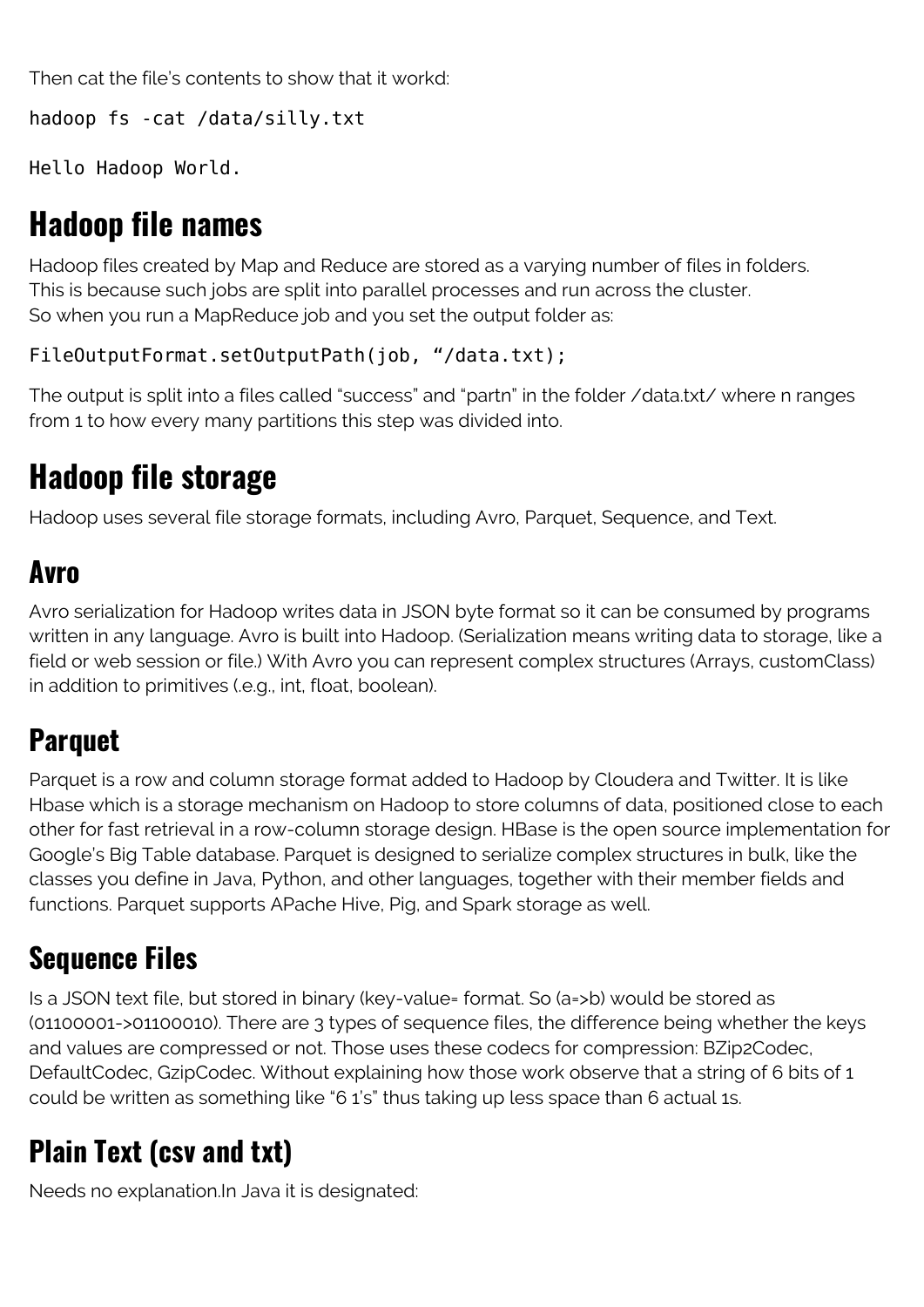Then cat the file's contents to show that it workd:

```
hadoop fs -cat /data/silly.txt
```

```
Hello Hadoop World.
```

# Hadoop file names

Hadoop files created by Map and Reduce are stored as a varying number of files in folders.
This is because such jobs are split into parallel processes and run across the cluster.
So when you run a MapReduce job and you set the output folder as:

```
FileOutputFormat.setOutputPath(job, "/data.txt);
```

The output is split into a files called "success" and "partn" in the folder /data.txt/ where n ranges from 1 to how every many partitions this step was divided into.

# Hadoop file storage

Hadoop uses several file storage formats, including Avro, Parquet, Sequence, and Text.

## Avro

Avro serialization for Hadoop writes data in JSON byte format so it can be consumed by programs written in any language. Avro is built into Hadoop. (Serialization means writing data to storage, like a field or web session or file.) With Avro you can represent complex structures (Arrays, customClass) in addition to primitives (.e.g., int, float, boolean).

## Parquet

Parquet is a row and column storage format added to Hadoop by Cloudera and Twitter. It is like Hbase which is a storage mechanism on Hadoop to store columns of data, positioned close to each other for fast retrieval in a row-column storage design. HBase is the open source implementation for Google's Big Table database. Parquet is designed to serialize complex structures in bulk, like the classes you define in Java, Python, and other languages, together with their member fields and functions. Parquet supports APache Hive, Pig, and Spark storage as well.

## Sequence Files

Is a JSON text file, but stored in binary (key-value= format. So (a=>b) would be stored as (01100001->01100010). There are 3 types of sequence files, the difference being whether the keys and values are compressed or not. Those uses these codecs for compression: BZip2Codec, DefaultCodec, GzipCodec. Without explaining how those work observe that a string of 6 bits of 1 could be written as something like "6 1's" thus taking up less space than 6 actual 1s.

## Plain Text (csv and txt)

Needs no explanation.In Java it is designated: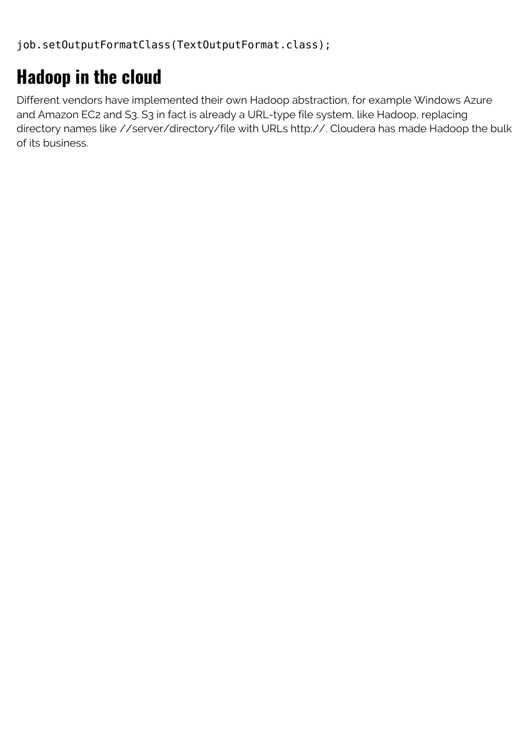```
job.setOutputFormatClass(TextOutputFormat.class);
```

## Hadoop in the cloud

Different vendors have implemented their own Hadoop abstraction, for example Windows Azure and Amazon EC2 and S3. S3 in fact is already a URL-type file system, like Hadoop, replacing directory names like //server/directory/file with URLs http://. Cloudera has made Hadoop the bulk of its business.